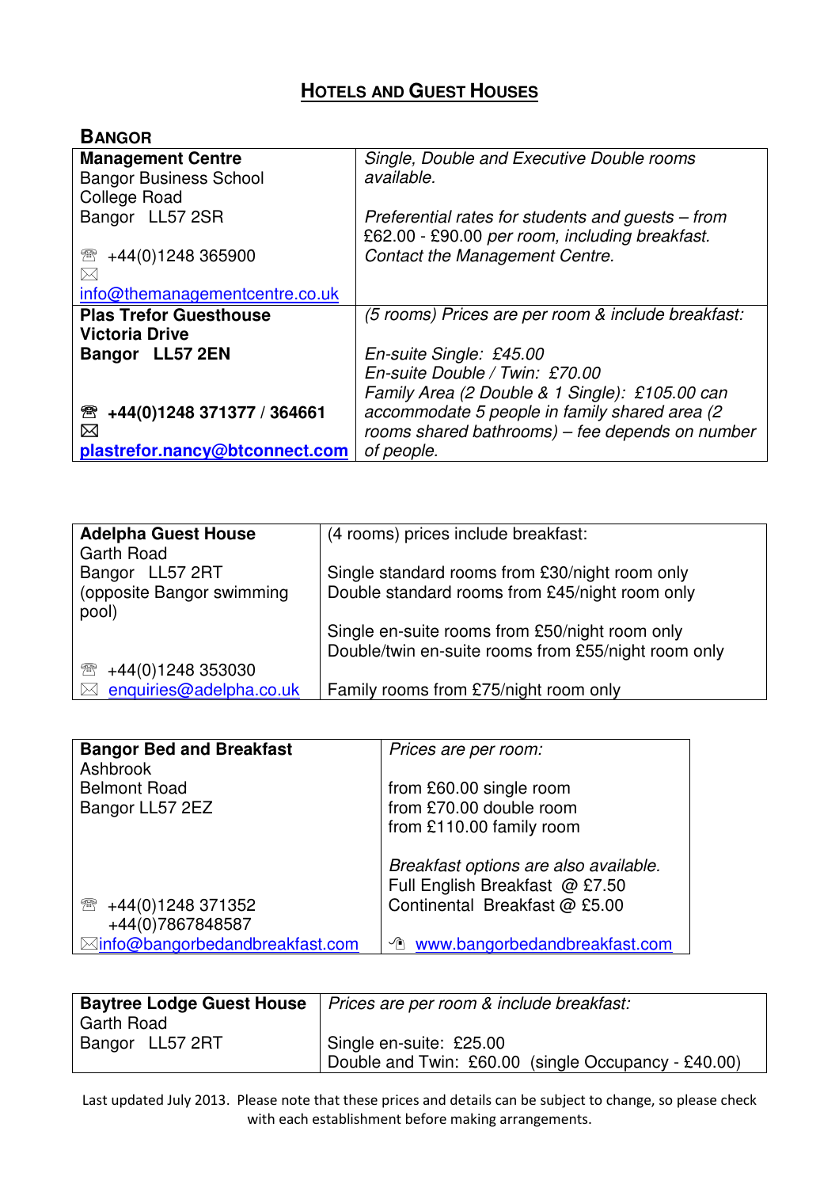# HOTELS AND GUEST HOUSES

## BANGOR

| | |
|---|---|
| **Management Centre**<br>Bangor Business School<br>College Road<br>Bangor LL57 2SR<br><br>☎ +44(0)1248 365900<br>✉ info@themanagementcentre.co.uk | *Single, Double and Executive Double rooms available.*<br><br>*Preferential rates for students and guests – from* £62.00 - £90.00 *per room, including breakfast. Contact the Management Centre.* |
| **Plas Trefor Guesthouse**<br>**Victoria Drive**<br>**Bangor LL57 2EN**<br><br>☎ **+44(0)1248 371377 / 364661**<br>✉ **plastrefor.nancy@btconnect.com** | *(5 rooms) Prices are per room & include breakfast:*<br><br>*En-suite Single: £45.00*<br>*En-suite Double / Twin: £70.00*<br>*Family Area (2 Double & 1 Single): £105.00 can accommodate 5 people in family shared area (2 rooms shared bathrooms) – fee depends on number of people.* |

| | |
|---|---|
| **Adelpha Guest House**<br>Garth Road<br>Bangor LL57 2RT<br>(opposite Bangor swimming pool)<br><br>☎ +44(0)1248 353030<br>✉ enquiries@adelpha.co.uk | (4 rooms) prices include breakfast:<br><br>Single standard rooms from £30/night room only<br>Double standard rooms from £45/night room only<br><br>Single en-suite rooms from £50/night room only<br>Double/twin en-suite rooms from £55/night room only<br><br>Family rooms from £75/night room only |

| | |
|---|---|
| **Bangor Bed and Breakfast**<br>Ashbrook<br>Belmont Road<br>Bangor LL57 2EZ<br><br>☎ +44(0)1248 371352<br>+44(0)7867848587<br>✉ info@bangorbedandbreakfast.com | *Prices are per room:*<br><br>from £60.00 single room<br>from £70.00 double room<br>from £110.00 family room<br><br>*Breakfast options are also available.*<br>Full English Breakfast @ £7.50<br>Continental Breakfast @ £5.00<br><br>www.bangorbedandbreakfast.com |

| | |
|---|---|
| **Baytree Lodge Guest House**<br>Garth Road<br>Bangor LL57 2RT | *Prices are per room & include breakfast:*<br><br>Single en-suite: £25.00<br>Double and Twin: £60.00 (single Occupancy - £40.00) |

Last updated July 2013. Please note that these prices and details can be subject to change, so please check with each establishment before making arrangements.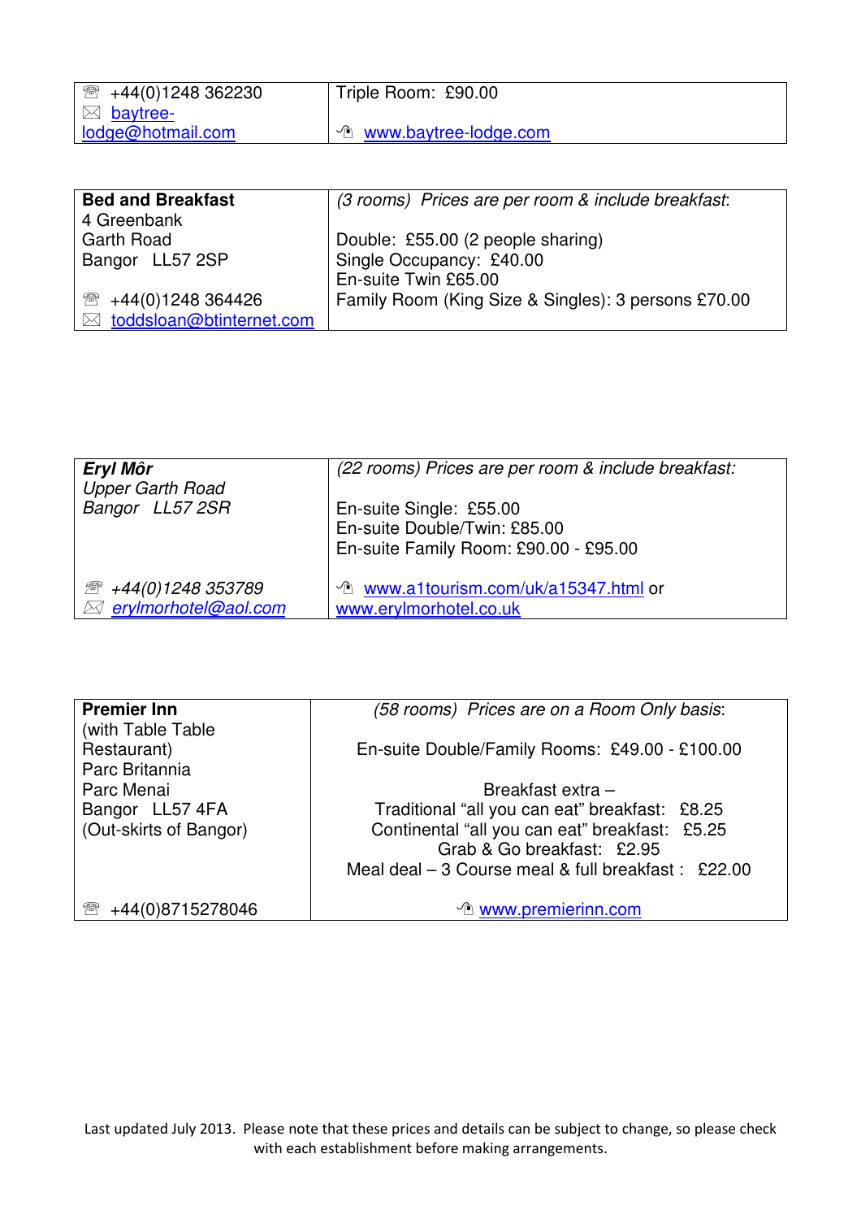| ☏ +44(0)1248 362230<br>✉ baytree-lodge@hotmail.com | Triple Room: £90.00<br><br>www.baytree-lodge.com |
|---|---|

| **Bed and Breakfast**<br>4 Greenbank<br>Garth Road<br>Bangor LL57 2SP<br><br>☏ +44(0)1248 364426<br>✉ toddsloan@btinternet.com | *(3 rooms) Prices are per room & include breakfast*:<br><br>Double: £55.00 (2 people sharing)<br>Single Occupancy: £40.00<br>En-suite Twin £65.00<br>Family Room (King Size & Singles): 3 persons £70.00 |
|---|---|

| ***Eryl Môr***<br>*Upper Garth Road*<br>*Bangor LL57 2SR*<br><br>☏ *+44(0)1248 353789*<br>✉ *erylmorhotel@aol.com* | *(22 rooms) Prices are per room & include breakfast:*<br><br>En-suite Single: £55.00<br>En-suite Double/Twin: £85.00<br>En-suite Family Room: £90.00 - £95.00<br><br>www.a1tourism.com/uk/a15347.html or www.erylmorhotel.co.uk |
|---|---|

| **Premier Inn**<br>(with Table Table Restaurant)<br>Parc Britannia<br>Parc Menai<br>Bangor LL57 4FA<br>(Out-skirts of Bangor)<br><br>☏ +44(0)8715278046 | *(58 rooms) Prices are on a Room Only basis*:<br><br>En-suite Double/Family Rooms: £49.00 - £100.00<br><br>Breakfast extra –<br>Traditional "all you can eat" breakfast: £8.25<br>Continental "all you can eat" breakfast: £5.25<br>Grab & Go breakfast: £2.95<br>Meal deal – 3 Course meal & full breakfast : £22.00<br><br>www.premierinn.com |
|---|---|

Last updated July 2013. Please note that these prices and details can be subject to change, so please check with each establishment before making arrangements.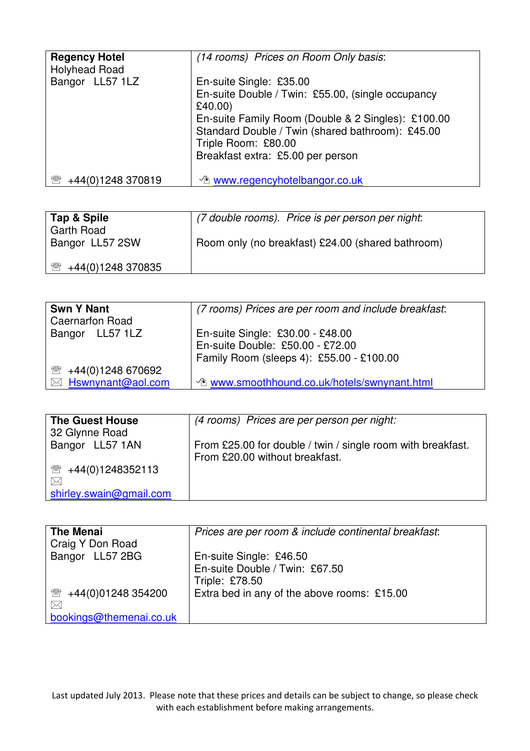| **Regency Hotel**<br>Holyhead Road<br>Bangor LL57 1LZ<br><br>☎ +44(0)1248 370819 | *(14 rooms) Prices on Room Only basis*:<br><br>En-suite Single: £35.00<br>En-suite Double / Twin: £55.00, (single occupancy £40.00)<br>En-suite Family Room (Double & 2 Singles): £100.00<br>Standard Double / Twin (shared bathroom): £45.00<br>Triple Room: £80.00<br>Breakfast extra: £5.00 per person<br><br>www.regencyhotelbangor.co.uk |
|---|---|

| **Tap & Spile**<br>Garth Road<br>Bangor LL57 2SW<br><br>☎ +44(0)1248 370835 | *(7 double rooms). Price is per person per night*:<br><br>Room only (no breakfast) £24.00 (shared bathroom) |
|---|---|

| **Swn Y Nant**<br>Caernarfon Road<br>Bangor LL57 1LZ<br><br>☎ +44(0)1248 670692<br>✉ Hswnynant@aol.com | *(7 rooms) Prices are per room and include breakfast*:<br><br>En-suite Single: £30.00 - £48.00<br>En-suite Double: £50.00 - £72.00<br>Family Room (sleeps 4): £55.00 - £100.00<br><br>www.smoothhound.co.uk/hotels/swnynant.html |
|---|---|

| **The Guest House**<br>32 Glynne Road<br>Bangor LL57 1AN<br><br>☎ +44(0)1248352113<br>✉ shirley.swain@gmail.com | *(4 rooms) Prices are per person per night:*<br><br>From £25.00 for double / twin / single room with breakfast.<br>From £20.00 without breakfast. |
|---|---|

| **The Menai**<br>Craig Y Don Road<br>Bangor LL57 2BG<br><br>☎ +44(0)01248 354200<br>✉ bookings@themenai.co.uk | *Prices are per room & include continental breakfast*:<br><br>En-suite Single: £46.50<br>En-suite Double / Twin: £67.50<br>Triple: £78.50<br>Extra bed in any of the above rooms: £15.00 |
|---|---|

Last updated July 2013. Please note that these prices and details can be subject to change, so please check with each establishment before making arrangements.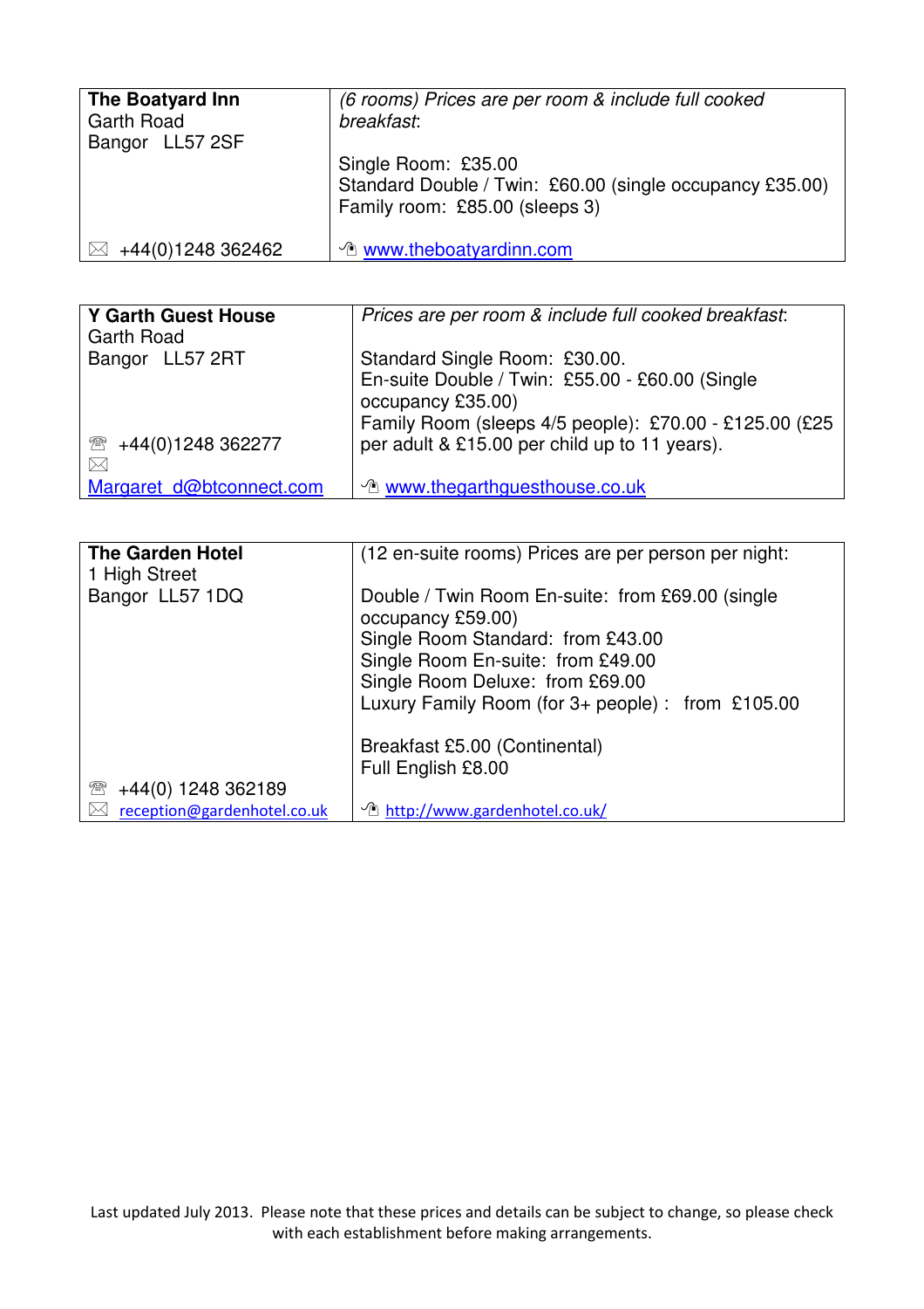| **The Boatyard Inn**<br>Garth Road<br>Bangor LL57 2SF<br><br>✉ +44(0)1248 362462 | *(6 rooms) Prices are per room & include full cooked breakfast*:<br><br>Single Room: £35.00<br>Standard Double / Twin: £60.00 (single occupancy £35.00)<br>Family room: £85.00 (sleeps 3)<br><br>www.theboatyardinn.com |
|---|---|

| **Y Garth Guest House**<br>Garth Road<br>Bangor LL57 2RT<br><br>☎ +44(0)1248 362277<br>✉ Margaret_d@btconnect.com | *Prices are per room & include full cooked breakfast*:<br><br>Standard Single Room: £30.00.<br>En-suite Double / Twin: £55.00 - £60.00 (Single occupancy £35.00)<br>Family Room (sleeps 4/5 people): £70.00 - £125.00 (£25 per adult & £15.00 per child up to 11 years).<br><br>www.thegarthguesthouse.co.uk |
|---|---|

| **The Garden Hotel**<br>1 High Street<br>Bangor LL57 1DQ<br><br>☎ +44(0) 1248 362189<br>✉ reception@gardenhotel.co.uk | (12 en-suite rooms) Prices are per person per night:<br><br>Double / Twin Room En-suite: from £69.00 (single occupancy £59.00)<br>Single Room Standard: from £43.00<br>Single Room En-suite: from £49.00<br>Single Room Deluxe: from £69.00<br>Luxury Family Room (for 3+ people) : from £105.00<br><br>Breakfast £5.00 (Continental)<br>Full English £8.00<br><br>http://www.gardenhotel.co.uk/ |
|---|---|

Last updated July 2013. Please note that these prices and details can be subject to change, so please check with each establishment before making arrangements.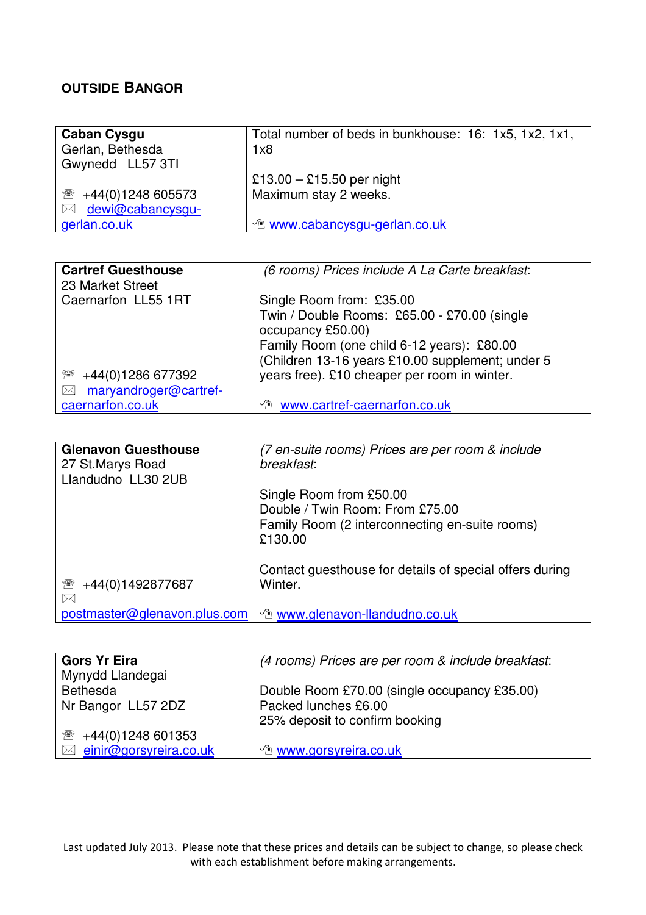## OUTSIDE BANGOR

| **Caban Cysgu**<br>Gerlan, Bethesda<br>Gwynedd LL57 3TI<br><br>☏ +44(0)1248 605573<br>✉ dewi@cabancysgu-gerlan.co.uk | Total number of beds in bunkhouse: 16: 1x5, 1x2, 1x1, 1x8<br><br>£13.00 – £15.50 per night<br>Maximum stay 2 weeks.<br><br>www.cabancysgu-gerlan.co.uk |
|---|---|

| **Cartref Guesthouse**<br>23 Market Street<br>Caernarfon LL55 1RT<br><br>☏ +44(0)1286 677392<br>✉ maryandroger@cartref-caernarfon.co.uk | *(6 rooms) Prices include A La Carte breakfast*:<br><br>Single Room from: £35.00<br>Twin / Double Rooms: £65.00 - £70.00 (single occupancy £50.00)<br>Family Room (one child 6-12 years): £80.00 (Children 13-16 years £10.00 supplement; under 5 years free). £10 cheaper per room in winter.<br><br>www.cartref-caernarfon.co.uk |
|---|---|

| **Glenavon Guesthouse**<br>27 St.Marys Road<br>Llandudno LL30 2UB<br><br>☏ +44(0)1492877687<br>✉ postmaster@glenavon.plus.com | *(7 en-suite rooms) Prices are per room & include breakfast*:<br><br>Single Room from £50.00<br>Double / Twin Room: From £75.00<br>Family Room (2 interconnecting en-suite rooms) £130.00<br><br>Contact guesthouse for details of special offers during Winter.<br><br>www.glenavon-llandudno.co.uk |
|---|---|

| **Gors Yr Eira**<br>Mynydd Llandegai<br>Bethesda<br>Nr Bangor LL57 2DZ<br><br>☏ +44(0)1248 601353<br>✉ einir@gorsyreira.co.uk | *(4 rooms) Prices are per room & include breakfast*:<br><br>Double Room £70.00 (single occupancy £35.00)<br>Packed lunches £6.00<br>25% deposit to confirm booking<br><br>www.gorsyreira.co.uk |
|---|---|

Last updated July 2013. Please note that these prices and details can be subject to change, so please check with each establishment before making arrangements.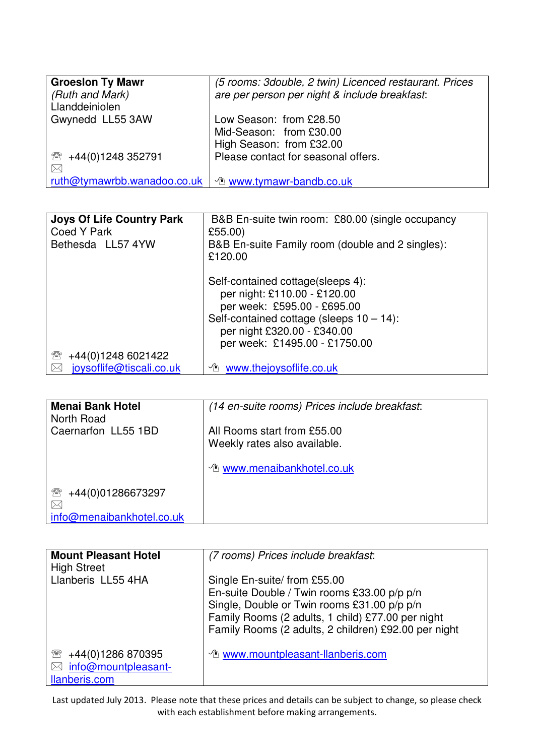| **Groeslon Ty Mawr**<br>*(Ruth and Mark)*<br>Llanddeiniolen<br>Gwynedd LL55 3AW<br><br>☎ +44(0)1248 352791<br>✉ ruth@tymawrbb.wanadoo.co.uk | *(5 rooms: 3double, 2 twin) Licenced restaurant. Prices are per person per night & include breakfast*:<br><br>Low Season: from £28.50<br>Mid-Season: from £30.00<br>High Season: from £32.00<br>Please contact for seasonal offers.<br><br>www.tymawr-bandb.co.uk |
|---|---|

| **Joys Of Life Country Park**<br>Coed Y Park<br>Bethesda LL57 4YW<br><br>☎ +44(0)1248 6021422<br>✉ joysoflife@tiscali.co.uk | B&B En-suite twin room: £80.00 (single occupancy £55.00)<br>B&B En-suite Family room (double and 2 singles): £120.00<br><br>Self-contained cottage(sleeps 4):<br>per night: £110.00 - £120.00<br>per week: £595.00 - £695.00<br>Self-contained cottage (sleeps 10 – 14):<br>per night £320.00 - £340.00<br>per week: £1495.00 - £1750.00<br><br>www.thejoysoflife.co.uk |
|---|---|

| **Menai Bank Hotel**<br>North Road<br>Caernarfon LL55 1BD<br><br>☎ +44(0)01286673297<br>✉ info@menaibankhotel.co.uk | *(14 en-suite rooms) Prices include breakfast*:<br><br>All Rooms start from £55.00<br>Weekly rates also available.<br><br>www.menaibankhotel.co.uk |
|---|---|

| **Mount Pleasant Hotel**<br>High Street<br>Llanberis LL55 4HA<br><br>☎ +44(0)1286 870395<br>✉ info@mountpleasant-llanberis.com | *(7 rooms) Prices include breakfast*:<br><br>Single En-suite/ from £55.00<br>En-suite Double / Twin rooms £33.00 p/p p/n<br>Single, Double or Twin rooms £31.00 p/p p/n<br>Family Rooms (2 adults, 1 child) £77.00 per night<br>Family Rooms (2 adults, 2 children) £92.00 per night<br><br>www.mountpleasant-llanberis.com |
|---|---|

Last updated July 2013. Please note that these prices and details can be subject to change, so please check with each establishment before making arrangements.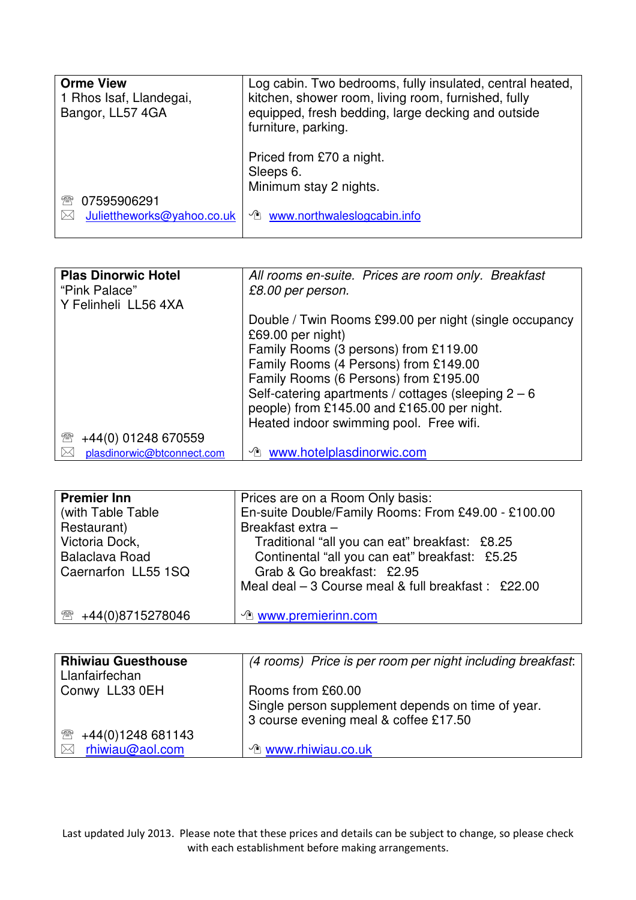| **Orme View**<br>1 Rhos Isaf, Llandegai,<br>Bangor, LL57 4GA<br><br>☎ 07595906291<br>✉ Juliettheworks@yahoo.co.uk | Log cabin. Two bedrooms, fully insulated, central heated, kitchen, shower room, living room, furnished, fully equipped, fresh bedding, large decking and outside furniture, parking.<br><br>Priced from £70 a night.<br>Sleeps 6.<br>Minimum stay 2 nights.<br>www.northwaleslogcabin.info |
| --- | --- |

| **Plas Dinorwic Hotel**<br>"Pink Palace"<br>Y Felinheli LL56 4XA<br><br>☎ +44(0) 01248 670559<br>✉ plasdinorwic@btconnect.com | *All rooms en-suite. Prices are room only. Breakfast £8.00 per person.*<br><br>Double / Twin Rooms £99.00 per night (single occupancy £69.00 per night)<br>Family Rooms (3 persons) from £119.00<br>Family Rooms (4 Persons) from £149.00<br>Family Rooms (6 Persons) from £195.00<br>Self-catering apartments / cottages (sleeping 2 – 6 people) from £145.00 and £165.00 per night.<br>Heated indoor swimming pool. Free wifi.<br>www.hotelplasdinorwic.com |
| --- | --- |

| **Premier Inn**<br>(with Table Table Restaurant)<br>Victoria Dock,<br>Balaclava Road<br>Caernarfon LL55 1SQ<br><br>☎ +44(0)8715278046 | Prices are on a Room Only basis:<br>En-suite Double/Family Rooms: From £49.00 - £100.00<br>Breakfast extra –<br>Traditional "all you can eat" breakfast: £8.25<br>Continental "all you can eat" breakfast: £5.25<br>Grab & Go breakfast: £2.95<br>Meal deal – 3 Course meal & full breakfast : £22.00<br><br>www.premierinn.com |
| --- | --- |

| **Rhiwiau Guesthouse**<br>Llanfairfechan<br>Conwy LL33 0EH<br><br>☎ +44(0)1248 681143<br>✉ rhiwiau@aol.com | *(4 rooms) Price is per room per night including breakfast*:<br><br>Rooms from £60.00<br>Single person supplement depends on time of year.<br>3 course evening meal & coffee £17.50<br>www.rhiwiau.co.uk |
| --- | --- |

Last updated July 2013. Please note that these prices and details can be subject to change, so please check with each establishment before making arrangements.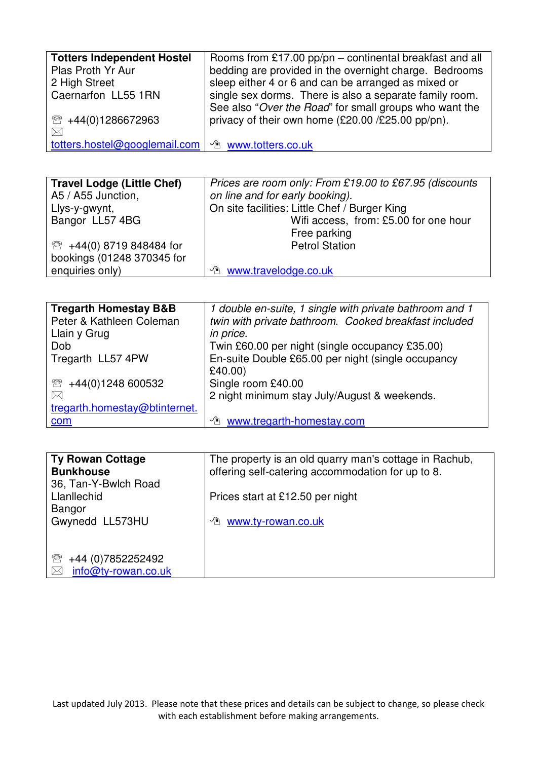| **Totters Independent Hostel**<br>Plas Proth Yr Aur<br>2 High Street<br>Caernarfon LL55 1RN<br><br>☏ +44(0)1286672963<br>✉ totters.hostel@googlemail.com | Rooms from £17.00 pp/pn – continental breakfast and all bedding are provided in the overnight charge. Bedrooms sleep either 4 or 6 and can be arranged as mixed or single sex dorms. There is also a separate family room. See also "*Over the Road*" for small groups who want the privacy of their own home (£20.00 /£25.00 pp/pn).<br><br>www.totters.co.uk |
|---|---|

| **Travel Lodge (Little Chef)**<br>A5 / A55 Junction,<br>Llys-y-gwynt,<br>Bangor LL57 4BG<br><br>☏ +44(0) 8719 848484 for bookings (01248 370345 for enquiries only) | *Prices are room only: From £19.00 to £67.95 (discounts on line and for early booking).*<br>On site facilities: Little Chef / Burger King<br>Wifi access, from: £5.00 for one hour<br>Free parking<br>Petrol Station<br><br>www.travelodge.co.uk |
|---|---|

| **Tregarth Homestay B&B**<br>Peter & Kathleen Coleman<br>Llain y Grug<br>Dob<br>Tregarth LL57 4PW<br><br>☏ +44(0)1248 600532<br>✉ tregarth.homestay@btinternet.com | *1 double en-suite, 1 single with private bathroom and 1 twin with private bathroom. Cooked breakfast included in price.*<br>Twin £60.00 per night (single occupancy £35.00)<br>En-suite Double £65.00 per night (single occupancy £40.00)<br>Single room £40.00<br>2 night minimum stay July/August & weekends.<br><br>www.tregarth-homestay.com |
|---|---|

| **Ty Rowan Cottage Bunkhouse**<br>36, Tan-Y-Bwlch Road<br>Llanllechid<br>Bangor<br>Gwynedd LL573HU<br><br>☏ +44 (0)7852252492<br>✉ info@ty-rowan.co.uk | The property is an old quarry man's cottage in Rachub, offering self-catering accommodation for up to 8.<br><br>Prices start at £12.50 per night<br><br>www.ty-rowan.co.uk |
|---|---|

Last updated July 2013. Please note that these prices and details can be subject to change, so please check with each establishment before making arrangements.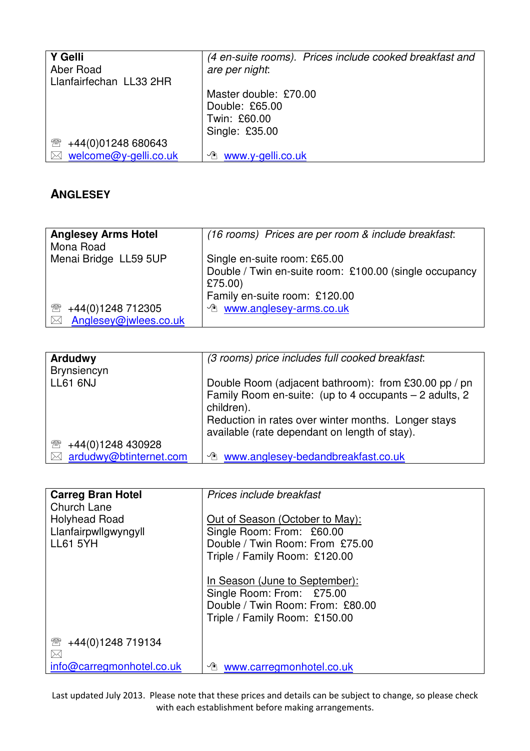| **Y Gelli**<br>Aber Road<br>Llanfairfechan  LL33 2HR<br><br>☏ +44(0)01248 680643<br>✉ welcome@y-gelli.co.uk | *(4 en-suite rooms).  Prices include cooked breakfast and are per night*:<br><br>Master double:  £70.00<br>Double:  £65.00<br>Twin:  £60.00<br>Single:  £35.00<br><br>www.y-gelli.co.uk |
|---|---|

## ANGLESEY

| **Anglesey Arms Hotel**<br>Mona Road<br>Menai Bridge  LL59 5UP<br><br>☏ +44(0)1248 712305<br>✉ Anglesey@jwlees.co.uk | *(16 rooms)  Prices are per room & include breakfast*:<br><br>Single en-suite room: £65.00<br>Double / Twin en-suite room:  £100.00 (single occupancy £75.00)<br>Family en-suite room:  £120.00<br>www.anglesey-arms.co.uk |
|---|---|

| **Ardudwy**<br>Brynsiencyn<br>LL61 6NJ<br><br>☏ +44(0)1248 430928<br>✉ ardudwy@btinternet.com | *(3 rooms) price includes full cooked breakfast*:<br><br>Double Room (adjacent bathroom):  from £30.00 pp / pn<br>Family Room en-suite:  (up to 4 occupants – 2 adults, 2 children).<br>Reduction in rates over winter months.  Longer stays available (rate dependant on length of stay).<br><br>www.anglesey-bedandbreakfast.co.uk |
|---|---|

| **Carreg Bran Hotel**<br>Church Lane<br>Holyhead Road<br>Llanfairpwllgwyngyll<br>LL61 5YH<br><br>☏ +44(0)1248 719134<br>✉ info@carregmonhotel.co.uk | *Prices include breakfast*<br><br>Out of Season (October to May):<br>Single Room: From:   £60.00<br>Double / Twin Room: From  £75.00<br>Triple / Family Room:  £120.00<br><br>In Season (June to September):<br>Single Room: From:   £75.00<br>Double / Twin Room: From:  £80.00<br>Triple / Family Room:  £150.00<br><br>www.carregmonhotel.co.uk |
|---|---|

Last updated July 2013.  Please note that these prices and details can be subject to change, so please check with each establishment before making arrangements.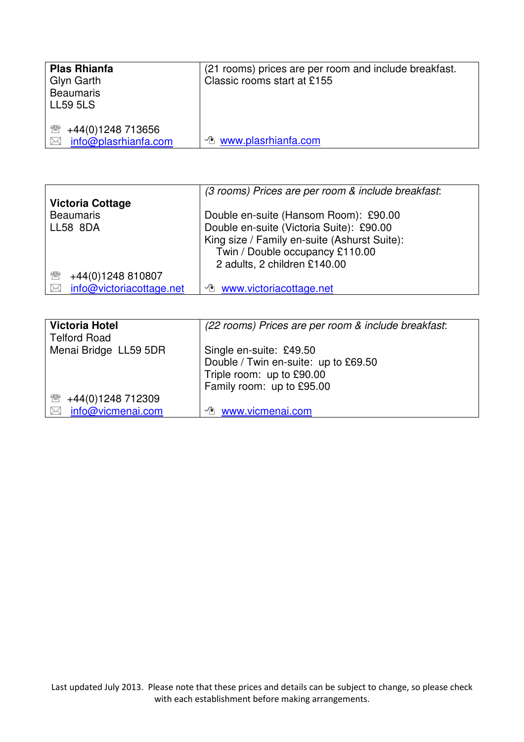| **Plas Rhianfa**<br>Glyn Garth<br>Beaumaris<br>LL59 5LS<br><br>☏ +44(0)1248 713656<br>✉ info@plasrhianfa.com | (21 rooms) prices are per room and include breakfast.<br>Classic rooms start at £155<br><br><br><br>www.plasrhianfa.com |
|---|---|

| **Victoria Cottage**<br>Beaumaris<br>LL58 8DA<br><br>☏ +44(0)1248 810807<br>✉ info@victoriacottage.net | *(3 rooms) Prices are per room & include breakfast*:<br><br>Double en-suite (Hansom Room): £90.00<br>Double en-suite (Victoria Suite): £90.00<br>King size / Family en-suite (Ashurst Suite):<br>Twin / Double occupancy £110.00<br>2 adults, 2 children £140.00<br><br>www.victoriacottage.net |
|---|---|

| **Victoria Hotel**<br>Telford Road<br>Menai Bridge LL59 5DR<br><br>☏ +44(0)1248 712309<br>✉ info@vicmenai.com | *(22 rooms) Prices are per room & include breakfast*:<br><br>Single en-suite: £49.50<br>Double / Twin en-suite: up to £69.50<br>Triple room: up to £90.00<br>Family room: up to £95.00<br><br>www.vicmenai.com |
|---|---|

Last updated July 2013. Please note that these prices and details can be subject to change, so please check with each establishment before making arrangements.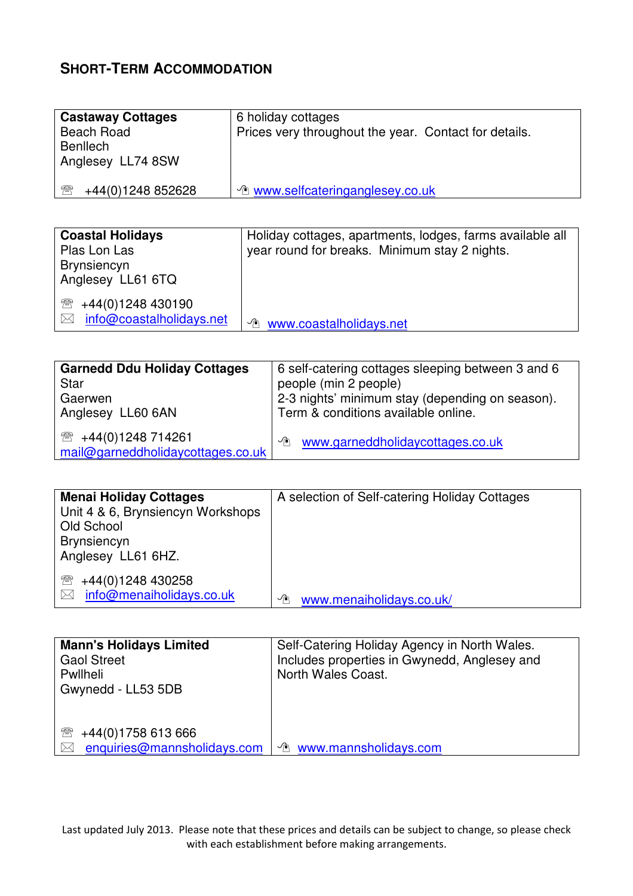## SHORT-TERM ACCOMMODATION

| **Castaway Cottages**<br>Beach Road<br>Benllech<br>Anglesey LL74 8SW<br><br>☏ +44(0)1248 852628 | 6 holiday cottages<br>Prices very throughout the year. Contact for details.<br><br>www.selfcateringanglesey.co.uk |
|---|---|

| **Coastal Holidays**<br>Plas Lon Las<br>Brynsiencyn<br>Anglesey LL61 6TQ<br><br>☏ +44(0)1248 430190<br>✉ info@coastalholidays.net | Holiday cottages, apartments, lodges, farms available all year round for breaks. Minimum stay 2 nights.<br><br>www.coastalholidays.net |
|---|---|

| **Garnedd Ddu Holiday Cottages**<br>Star<br>Gaerwen<br>Anglesey LL60 6AN<br><br>☏ +44(0)1248 714261<br>mail@garneddholidaycottages.co.uk | 6 self-catering cottages sleeping between 3 and 6 people (min 2 people)<br>2-3 nights' minimum stay (depending on season).<br>Term & conditions available online.<br><br>www.garneddholidaycottages.co.uk |
|---|---|

| **Menai Holiday Cottages**<br>Unit 4 & 6, Brynsiencyn Workshops<br>Old School<br>Brynsiencyn<br>Anglesey LL61 6HZ.<br><br>☏ +44(0)1248 430258<br>✉ info@menaiholidays.co.uk | A selection of Self-catering Holiday Cottages<br><br>www.menaiholidays.co.uk/ |
|---|---|

| **Mann's Holidays Limited**<br>Gaol Street<br>Pwllheli<br>Gwynedd - LL53 5DB<br><br>☏ +44(0)1758 613 666<br>✉ enquiries@mannsholidays.com | Self-Catering Holiday Agency in North Wales.<br>Includes properties in Gwynedd, Anglesey and North Wales Coast.<br><br>www.mannsholidays.com |
|---|---|

Last updated July 2013. Please note that these prices and details can be subject to change, so please check with each establishment before making arrangements.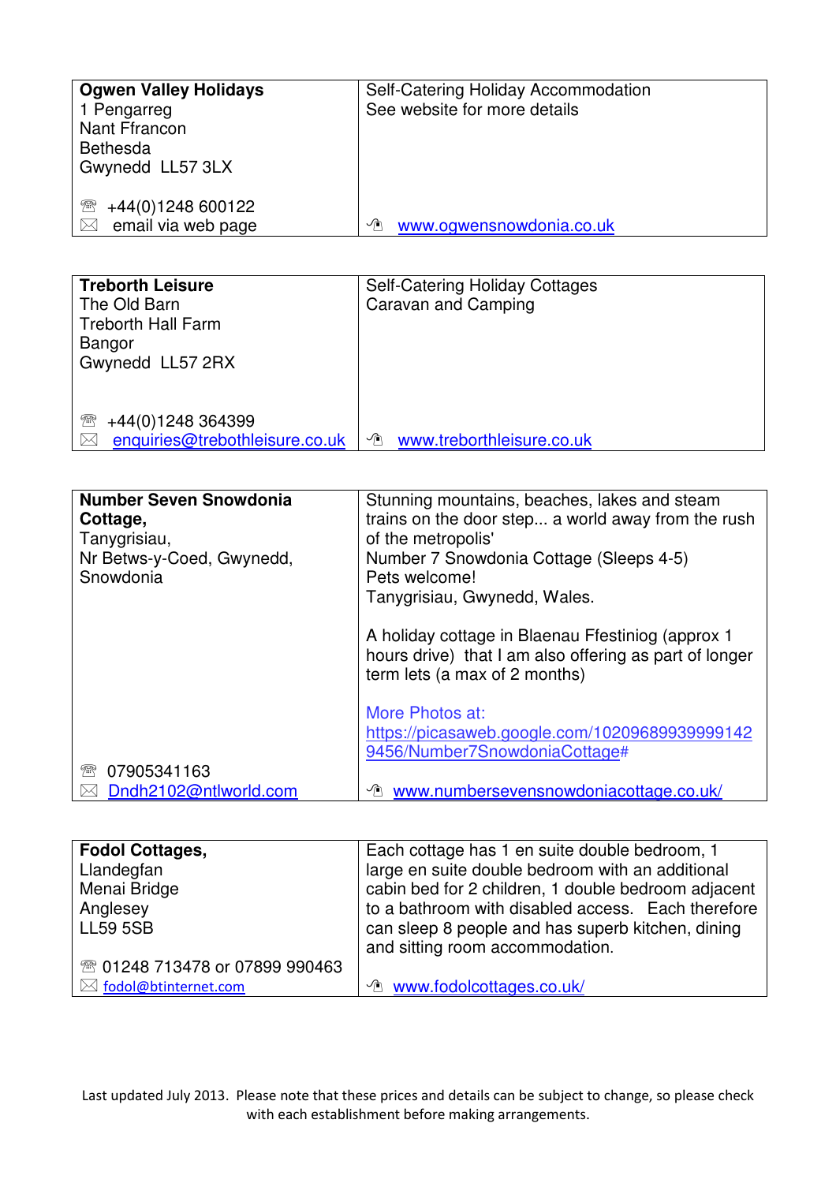| | |
|---|---|
| **Ogwen Valley Holidays**<br>1 Pengarreg<br>Nant Ffrancon<br>Bethesda<br>Gwynedd LL57 3LX<br><br>☏ +44(0)1248 600122<br>✉ email via web page | Self-Catering Holiday Accommodation<br>See website for more details<br><br>www.ogwensnowdonia.co.uk |

| | |
|---|---|
| **Treborth Leisure**<br>The Old Barn<br>Treborth Hall Farm<br>Bangor<br>Gwynedd LL57 2RX<br><br>☏ +44(0)1248 364399<br>✉ enquiries@trebothleisure.co.uk | Self-Catering Holiday Cottages<br>Caravan and Camping<br><br>www.treborthleisure.co.uk |

| | |
|---|---|
| **Number Seven Snowdonia Cottage,**<br>Tanygrisiau,<br>Nr Betws-y-Coed, Gwynedd,<br>Snowdonia<br><br>☏ 07905341163<br>✉ Dndh2102@ntlworld.com | Stunning mountains, beaches, lakes and steam trains on the door step... a world away from the rush of the metropolis'<br>Number 7 Snowdonia Cottage (Sleeps 4-5)<br>Pets welcome!<br>Tanygrisiau, Gwynedd, Wales.<br><br>A holiday cottage in Blaenau Ffestiniog (approx 1 hours drive) that I am also offering as part of longer term lets (a max of 2 months)<br><br>More Photos at:<br>https://picasaweb.google.com/102096899399991429456/Number7SnowdoniaCottage#<br><br>www.numbersevensnowdoniacottage.co.uk/ |

| | |
|---|---|
| **Fodol Cottages,**<br>Llandegfan<br>Menai Bridge<br>Anglesey<br>LL59 5SB<br><br>☏ 01248 713478 or 07899 990463<br>✉ fodol@btinternet.com | Each cottage has 1 en suite double bedroom, 1 large en suite double bedroom with an additional cabin bed for 2 children, 1 double bedroom adjacent to a bathroom with disabled access. Each therefore can sleep 8 people and has superb kitchen, dining and sitting room accommodation.<br><br>www.fodolcottages.co.uk/ |

Last updated July 2013. Please note that these prices and details can be subject to change, so please check with each establishment before making arrangements.